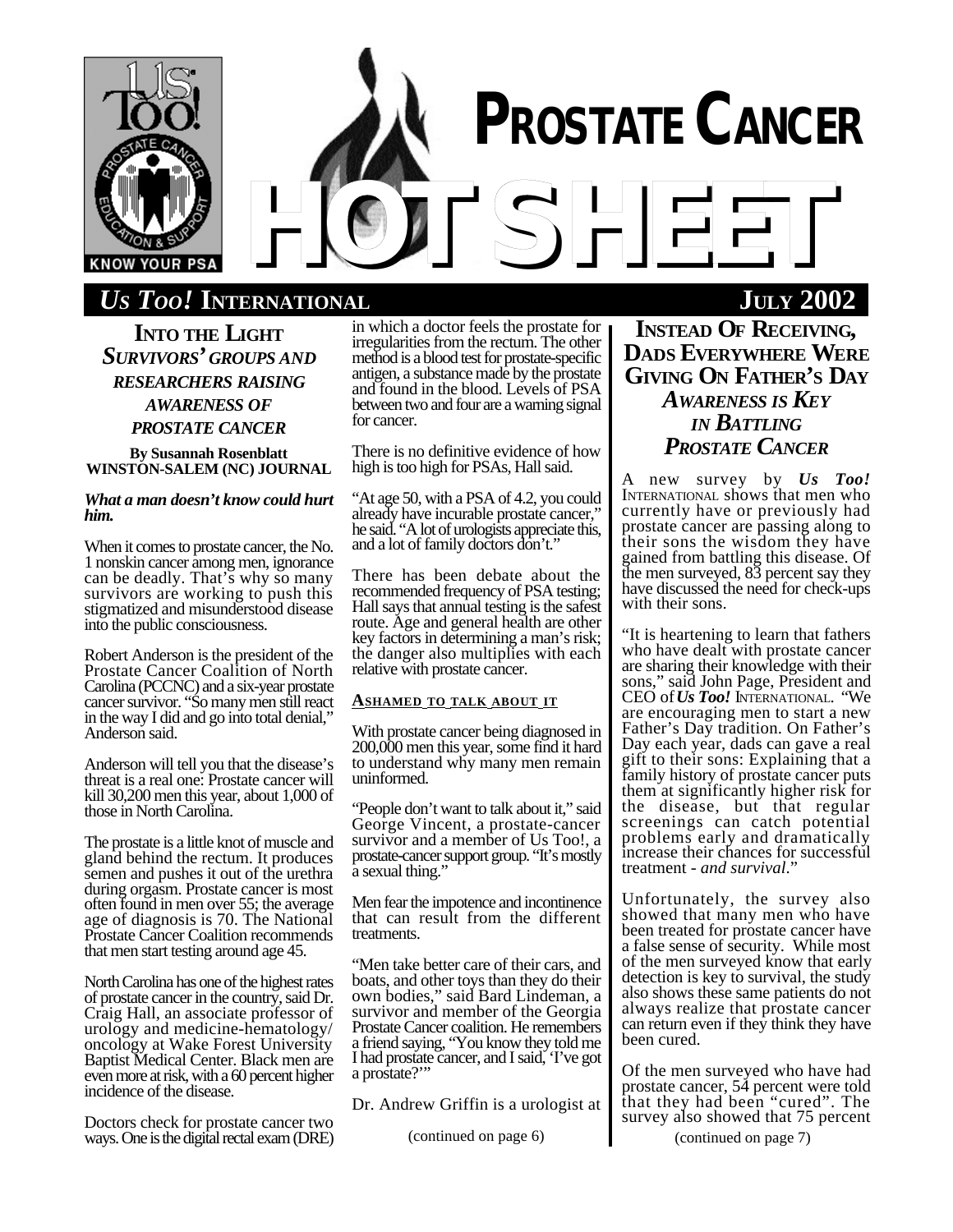# PROSTATE CANCER HOTSHEET

**KNOW YOUR PSA**

## *US TOO!* INTERNATIONAL — JULY 2002

## INTO THE LIGHT

### *SURVIVORS' GROUPS AND RESEARCHERS RAISING AWARENESS OF PROSTATE CANCER*

**By Susannah Rosenblatt**
**WINSTON-SALEM (NC) JOURNAL**

***What a man doesn't know could hurt him.***

When it comes to prostate cancer, the No. 1 nonskin cancer among men, ignorance can be deadly. That's why so many survivors are working to push this stigmatized and misunderstood disease into the public consciousness.

Robert Anderson is the president of the Prostate Cancer Coalition of North Carolina (PCCNC) and a six-year prostate cancer survivor. "So many men still react in the way I did and go into total denial," Anderson said.

Anderson will tell you that the disease's threat is a real one: Prostate cancer will kill 30,200 men this year, about 1,000 of those in North Carolina.

The prostate is a little knot of muscle and gland behind the rectum. It produces semen and pushes it out of the urethra during orgasm. Prostate cancer is most often found in men over 55; the average age of diagnosis is 70. The National Prostate Cancer Coalition recommends that men start testing around age 45.

North Carolina has one of the highest rates of prostate cancer in the country, said Dr. Craig Hall, an associate professor of urology and medicine-hematology/oncology at Wake Forest University Baptist Medical Center. Black men are even more at risk, with a 60 percent higher incidence of the disease.

Doctors check for prostate cancer two ways. One is the digital rectal exam (DRE) in which a doctor feels the prostate for irregularities from the rectum. The other method is a blood test for prostate-specific antigen, a substance made by the prostate and found in the blood. Levels of PSA between two and four are a warning signal for cancer.

There is no definitive evidence of how high is too high for PSAs, Hall said.

"At age 50, with a PSA of 4.2, you could already have incurable prostate cancer," he said. "A lot of urologists appreciate this, and a lot of family doctors don't."

There has been debate about the recommended frequency of PSA testing; Hall says that annual testing is the safest route. Age and general health are other key factors in determining a man's risk; the danger also multiplies with each relative with prostate cancer.

**ASHAMED TO TALK ABOUT IT**

With prostate cancer being diagnosed in 200,000 men this year, some find it hard to understand why many men remain uninformed.

"People don't want to talk about it," said George Vincent, a prostate-cancer survivor and a member of Us Too!, a prostate-cancer support group. "It's mostly a sexual thing."

Men fear the impotence and incontinence that can result from the different treatments.

"Men take better care of their cars, and boats, and other toys than they do their own bodies," said Bard Lindeman, a survivor and member of the Georgia Prostate Cancer coalition. He remembers a friend saying, "You know they told me I had prostate cancer, and I said, 'I've got a prostate?'"

Dr. Andrew Griffin is a urologist at

(continued on page 6)

## INSTEAD OF RECEIVING, DADS EVERYWHERE WERE GIVING ON FATHER'S DAY

### *AWARENESS IS KEY IN BATTLING PROSTATE CANCER*

A new survey by ***Us Too!*** INTERNATIONAL shows that men who currently have or previously had prostate cancer are passing along to their sons the wisdom they have gained from battling this disease. Of the men surveyed, 83 percent say they have discussed the need for check-ups with their sons.

"It is heartening to learn that fathers who have dealt with prostate cancer are sharing their knowledge with their sons," said John Page, President and CEO of ***Us Too!*** INTERNATIONAL. "We are encouraging men to start a new Father's Day tradition. On Father's Day each year, dads can gave a real gift to their sons: Explaining that a family history of prostate cancer puts them at significantly higher risk for the disease, but that regular screenings can catch potential problems early and dramatically increase their chances for successful treatment - *and survival*."

Unfortunately, the survey also showed that many men who have been treated for prostate cancer have a false sense of security. While most of the men surveyed know that early detection is key to survival, the study also shows these same patients do not always realize that prostate cancer can return even if they think they have been cured.

Of the men surveyed who have had prostate cancer, 54 percent were told that they had been "cured". The survey also showed that 75 percent

(continued on page 7)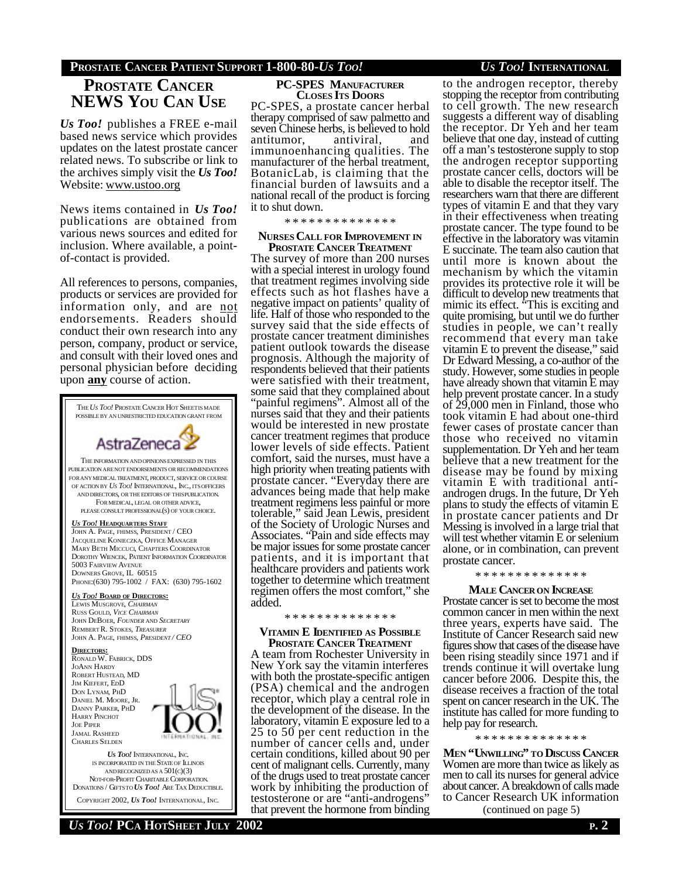# PROSTATE CANCER NEWS YOU CAN USE

***Us Too!*** publishes a FREE e-mail based news service which provides updates on the latest prostate cancer related news. To subscribe or link to the archives simply visit the ***Us Too!*** Website: www.ustoo.org

News items contained in ***Us Too!*** publications are obtained from various news sources and edited for inclusion. Where available, a point-of-contact is provided.

All references to persons, companies, products or services are provided for information only, and are not endorsements. Readers should conduct their own research into any person, company, product or service, and consult with their loved ones and personal physician before deciding upon **any** course of action.

THE *US TOO!* PROSTATE CANCER HOT SHEETS IS MADE POSSIBLE BY AN UNRESTRICTED EDUCATION GRANT FROM

AstraZeneca

THE INFORMATION AND OPINIONS EXPRESSED IN THIS PUBLICATION ARE NOT ENDORSEMENTS OR RECOMMENDATIONS FOR ANY MEDICAL TREATMENT, PRODUCT, SERVICE OR COURSE OF ACTION BY *US TOO!* INTERNATIONAL, INC., ITS OFFICERS AND DIRECTORS, OR THE EDITORS OF THIS PUBLICATION. FOR MEDICAL, LEGAL OR OTHER ADVICE, PLEASE CONSULT PROFESSIONAL(S) OF YOUR CHOICE.

***US TOO!* HEADQUARTERS STAFF**
JOHN A. PAGE, FHIMSS, PRESIDENT / CEO
JACQUELINE KONIECZKA, OFFICE MANAGER
MARY BETH MICCUCI, CHAPTERS COORDINATOR
DOROTHY WIENCEK, PATIENT INFORMATION COORDINATOR
5003 FAIRVIEW AVENUE
DOWNERS GROVE, IL 60515
PHONE:(630) 795-1002 / FAX: (630) 795-1602

***US TOO!* BOARD OF DIRECTORS:**
LEWIS MUSGROVE, *CHAIRMAN*
RUSS GOULD, *VICE CHAIRMAN*
JOHN DEBOER, *FOUNDER AND SECRETARY*
REMBERT R. STOKES, *TREASURER*
JOHN A. PAGE, FHIMSS, *PRESIDENT / CEO*

**DIRECTORS:**
RONALD W. FABRICK, DDS
JOANN HARDY
ROBERT HUSTEAD, MD
JIM KIEFERT, EDD
DON LYNAM, PHD
DANIEL M. MOORE, JR.
DANNY PARKER, PHD
HARRY PINCHOT
JOE PIPER
JAMAL RASHEED
CHARLES SELDEN

*US TOO!* INTERNATIONAL, INC. IS INCORPORATED IN THE STATE OF ILLINOIS AND RECOGNIZED AS A 501(C)(3) NOT-FOR-PROFIT CHARITABLE CORPORATION. DONATIONS / GIFTS TO *US TOO!* ARE TAX DEDUCTIBLE.

COPYRIGHT 2002, *US TOO!* INTERNATIONAL, INC.

### PC-SPES MANUFACTURER CLOSES ITS DOORS

PC-SPES, a prostate cancer herbal therapy comprised of saw palmetto and seven Chinese herbs, is believed to hold antitumor, antiviral, and immunoenhancing qualities. The manufacturer of the herbal treatment, BotanicLab, is claiming that the financial burden of lawsuits and a national recall of the product is forcing it to shut down.

\* \* \* \* \* \* \* \* \* \* \* \* \* \*

### NURSES CALL FOR IMPROVEMENT IN PROSTATE CANCER TREATMENT

The survey of more than 200 nurses with a special interest in urology found that treatment regimes involving side effects such as hot flashes have a negative impact on patients' quality of life. Half of those who responded to the survey said that the side effects of prostate cancer treatment diminishes patient outlook towards the disease prognosis. Although the majority of respondents believed that their patients were satisfied with their treatment, some said that they complained about "painful regimens". Almost all of the nurses said that they and their patients would be interested in new prostate cancer treatment regimes that produce lower levels of side effects. Patient comfort, said the nurses, must have a high priority when treating patients with prostate cancer. "Everyday there are advances being made that help make treatment regimens less painful or more tolerable," said Jean Lewis, president of the Society of Urologic Nurses and Associates. "Pain and side effects may be major issues for some prostate cancer patients, and it is important that healthcare providers and patients work together to determine which treatment regimen offers the most comfort," she added.

\* \* \* \* \* \* \* \* \* \* \* \* \* \*

### VITAMIN E IDENTIFIED AS POSSIBLE PROSTATE CANCER TREATMENT

A team from Rochester University in New York say the vitamin interferes with both the prostate-specific antigen (PSA) chemical and the androgen receptor, which play a central role in the development of the disease. In the laboratory, vitamin E exposure led to a 25 to 50 per cent reduction in the number of cancer cells and, under certain conditions, killed about 90 per cent of malignant cells. Currently, many of the drugs used to treat prostate cancer work by inhibiting the production of testosterone or are "anti-androgens" that prevent the hormone from binding to the androgen receptor, thereby stopping the receptor from contributing to cell growth. The new research suggests a different way of disabling the receptor. Dr Yeh and her team believe that one day, instead of cutting off a man's testosterone supply to stop the androgen receptor supporting prostate cancer cells, doctors will be able to disable the receptor itself. The researchers warn that there are different types of vitamin E and that they vary in their effectiveness when treating prostate cancer. The type found to be effective in the laboratory was vitamin E succinate. The team also caution that until more is known about the mechanism by which the vitamin provides its protective role it will be difficult to develop new treatments that mimic its effect. "This is exciting and quite promising, but until we do further studies in people, we can't really recommend that every man take vitamin E to prevent the disease," said Dr Edward Messing, a co-author of the study. However, some studies in people have already shown that vitamin E may help prevent prostate cancer. In a study of 29,000 men in Finland, those who took vitamin E had about one-third fewer cases of prostate cancer than those who received no vitamin supplementation. Dr Yeh and her team believe that a new treatment for the disease may be found by mixing vitamin E with traditional anti-androgen drugs. In the future, Dr Yeh plans to study the effects of vitamin E in prostate cancer patients and Dr Messing is involved in a large trial that will test whether vitamin E or selenium alone, or in combination, can prevent prostate cancer.

\* \* \* \* \* \* \* \* \* \* \* \* \* \*

### MALE CANCER ON INCREASE

Prostate cancer is set to become the most common cancer in men within the next three years, experts have said. The Institute of Cancer Research said new figures show that cases of the disease have been rising steadily since 1971 and if trends continue it will overtake lung cancer before 2006. Despite this, the disease receives a fraction of the total spent on cancer research in the UK. The institute has called for more funding to help pay for research.

\* \* \* \* \* \* \* \* \* \* \* \* \* \*

### MEN "UNWILLING" TO DISCUSS CANCER

Women are more than twice as likely as men to call its nurses for general advice about cancer. A breakdown of calls made to Cancer Research UK information

(continued on page 5)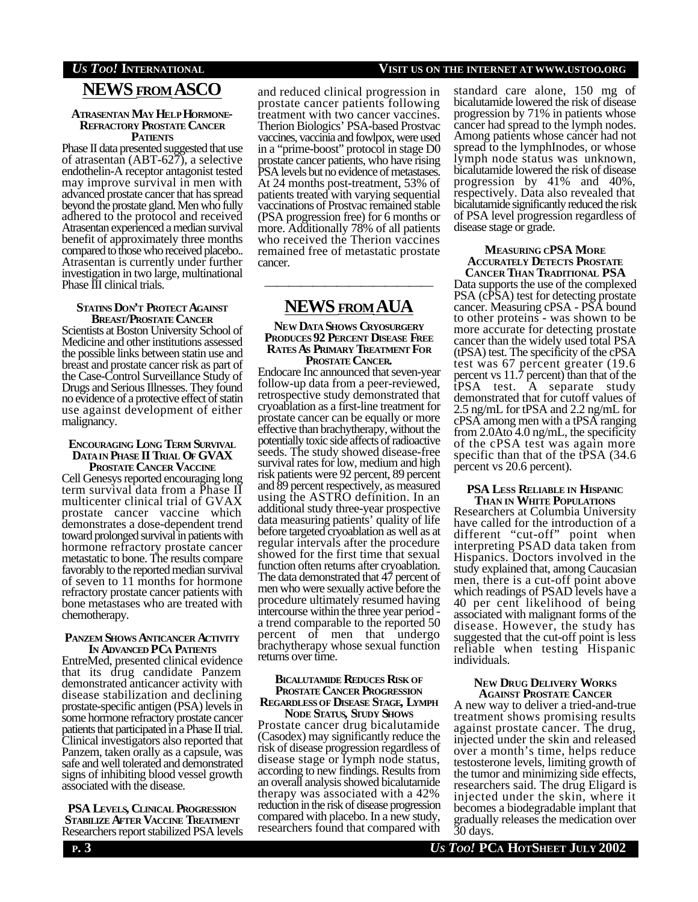## NEWS FROM ASCO

#### ATRASENTAN MAY HELP HORMONE-REFRACTORY PROSTATE CANCER PATIENTS

Phase II data presented suggested that use of atrasentan (ABT-627), a selective endothelin-A receptor antagonist tested may improve survival in men with advanced prostate cancer that has spread beyond the prostate gland. Men who fully adhered to the protocol and received Atrasentan experienced a median survival benefit of approximately three months compared to those who received placebo.. Atrasentan is currently under further investigation in two large, multinational Phase III clinical trials.

#### STATINS DON'T PROTECT AGAINST BREAST/PROSTATE CANCER

Scientists at Boston University School of Medicine and other institutions assessed the possible links between statin use and breast and prostate cancer risk as part of the Case-Control Surveillance Study of Drugs and Serious Illnesses. They found no evidence of a protective effect of statin use against development of either malignancy.

#### ENCOURAGING LONG TERM SURVIVAL DATA IN PHASE II TRIAL OF GVAX PROSTATE CANCER VACCINE

Cell Genesys reported encouraging long term survival data from a Phase II multicenter clinical trial of GVAX prostate cancer vaccine which demonstrates a dose-dependent trend toward prolonged survival in patients with hormone refractory prostate cancer metastatic to bone. The results compare favorably to the reported median survival of seven to 11 months for hormone refractory prostate cancer patients with bone metastases who are treated with chemotherapy.

#### PANZEM SHOWS ANTICANCER ACTIVITY IN ADVANCED PCA PATIENTS

EntreMed, presented clinical evidence that its drug candidate Panzem demonstrated anticancer activity with disease stabilization and declining prostate-specific antigen (PSA) levels in some hormone refractory prostate cancer patients that participated in a Phase II trial. Clinical investigators also reported that Panzem, taken orally as a capsule, was safe and well tolerated and demonstrated signs of inhibiting blood vessel growth associated with the disease.

#### PSA LEVELS, CLINICAL PROGRESSION STABILIZE AFTER VACCINE TREATMENT

Researchers report stabilized PSA levels and reduced clinical progression in prostate cancer patients following treatment with two cancer vaccines. Therion Biologics' PSA-based Prostvac vaccines, vaccinia and fowlpox, were used in a "prime-boost" protocol in stage D0 prostate cancer patients, who have rising PSA levels but no evidence of metastases. At 24 months post-treatment, 53% of patients treated with varying sequential vaccinations of Prostvac remained stable (PSA progression free) for 6 months or more. Additionally 78% of all patients who received the Therion vaccines remained free of metastatic prostate cancer.

---

## NEWS FROM AUA

#### NEW DATA SHOWS CRYOSURGERY PRODUCES 92 PERCENT DISEASE FREE RATES AS PRIMARY TREATMENT FOR PROSTATE CANCER.

Endocare Inc announced that seven-year follow-up data from a peer-reviewed, retrospective study demonstrated that cryoablation as a first-line treatment for prostate cancer can be equally or more effective than brachytherapy, without the potentially toxic side affects of radioactive seeds. The study showed disease-free survival rates for low, medium and high risk patients were 92 percent, 89 percent and 89 percent respectively, as measured using the ASTRO definition. In an additional study three-year prospective data measuring patients' quality of life before targeted cryoablation as well as at regular intervals after the procedure showed for the first time that sexual function often returns after cryoablation. The data demonstrated that 47 percent of men who were sexually active before the procedure ultimately resumed having intercourse within the three year period - a trend comparable to the reported 50 percent of men that undergo brachytherapy whose sexual function returns over time.

#### BICALUTAMIDE REDUCES RISK OF PROSTATE CANCER PROGRESSION REGARDLESS OF DISEASE STAGE, LYMPH NODE STATUS, STUDY SHOWS

Prostate cancer drug bicalutamide (Casodex) may significantly reduce the risk of disease progression regardless of disease stage or lymph node status, according to new findings. Results from an overall analysis showed bicalutamide therapy was associated with a 42% reduction in the risk of disease progression compared with placebo. In a new study, researchers found that compared with standard care alone, 150 mg of bicalutamide lowered the risk of disease progression by 71% in patients whose cancer had spread to the lymph nodes. Among patients whose cancer had not spread to the lymphInodes, or whose lymph node status was unknown, bicalutamide lowered the risk of disease progression by 41% and 40%, respectively. Data also revealed that bicalutamide significantly reduced the risk of PSA level progression regardless of disease stage or grade.

#### MEASURING CPSA MORE ACCURATELY DETECTS PROSTATE CANCER THAN TRADITIONAL PSA

Data supports the use of the complexed PSA (cPSA) test for detecting prostate cancer. Measuring cPSA - PSA bound to other proteins - was shown to be more accurate for detecting prostate cancer than the widely used total PSA (tPSA) test. The specificity of the cPSA test was 67 percent greater (19.6 percent vs 11.7 percent) than that of the tPSA test. A separate study demonstrated that for cutoff values of 2.5 ng/mL for tPSA and 2.2 ng/mL for cPSA among men with a tPSA ranging from 2.0Ato 4.0 ng/mL, the specificity of the cPSA test was again more specific than that of the tPSA (34.6 percent vs 20.6 percent).

#### PSA LESS RELIABLE IN HISPANIC THAN IN WHITE POPULATIONS

Researchers at Columbia University have called for the introduction of a different "cut-off" point when interpreting PSAD data taken from Hispanics. Doctors involved in the study explained that, among Caucasian men, there is a cut-off point above which readings of PSAD levels have a 40 per cent likelihood of being associated with malignant forms of the disease. However, the study has suggested that the cut-off point is less reliable when testing Hispanic individuals.

#### NEW DRUG DELIVERY WORKS AGAINST PROSTATE CANCER

A new way to deliver a tried-and-true treatment shows promising results against prostate cancer. The drug, injected under the skin and released over a month's time, helps reduce testosterone levels, limiting growth of the tumor and minimizing side effects, researchers said. The drug Eligard is injected under the skin, where it becomes a biodegradable implant that gradually releases the medication over 30 days.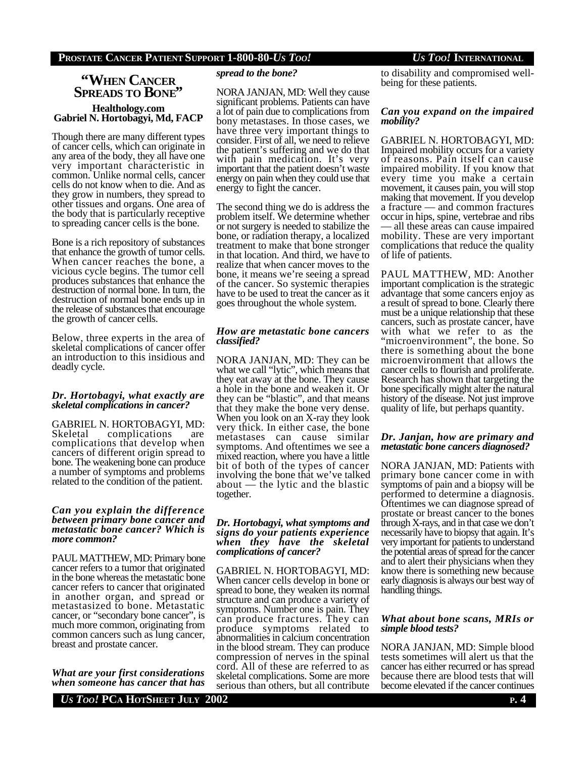## "When Cancer Spreads to Bone"

**Healthology.com**
**Gabriel N. Hortobagyi, Md, FACP**

Though there are many different types of cancer cells, which can originate in any area of the body, they all have one very important characteristic in common. Unlike normal cells, cancer cells do not know when to die. And as they grow in numbers, they spread to other tissues and organs. One area of the body that is particularly receptive to spreading cancer cells is the bone.

Bone is a rich repository of substances that enhance the growth of tumor cells. When cancer reaches the bone, a vicious cycle begins. The tumor cell produces substances that enhance the destruction of normal bone. In turn, the destruction of normal bone ends up in the release of substances that encourage the growth of cancer cells.

Below, three experts in the area of skeletal complications of cancer offer an introduction to this insidious and deadly cycle.

***Dr. Hortobagyi, what exactly are skeletal complications in cancer?***

GABRIEL N. HORTOBAGYI, MD: Skeletal complications are complications that develop when cancers of different origin spread to bone. The weakening bone can produce a number of symptoms and problems related to the condition of the patient.

***Can you explain the difference between primary bone cancer and metastatic bone cancer? Which is more common?***

PAUL MATTHEW, MD: Primary bone cancer refers to a tumor that originated in the bone whereas the metastatic bone cancer refers to cancer that originated in another organ, and spread or metastasized to bone. Metastatic cancer, or "secondary bone cancer", is much more common, originating from common cancers such as lung cancer, breast and prostate cancer.

***What are your first considerations when someone has cancer that has spread to the bone?***

NORA JANJAN, MD: Well they cause significant problems. Patients can have a lot of pain due to complications from bony metastases. In those cases, we have three very important things to consider. First of all, we need to relieve the patient's suffering and we do that with pain medication. It's very important that the patient doesn't waste energy on pain when they could use that energy to fight the cancer.

The second thing we do is address the problem itself. We determine whether or not surgery is needed to stabilize the bone, or radiation therapy, a localized treatment to make that bone stronger in that location. And third, we have to realize that when cancer moves to the bone, it means we're seeing a spread of the cancer. So systemic therapies have to be used to treat the cancer as it goes throughout the whole system.

***How are metastatic bone cancers classified?***

NORA JANJAN, MD: They can be what we call "lytic", which means that they eat away at the bone. They cause a hole in the bone and weaken it. Or they can be "blastic", and that means that they make the bone very dense. When you look on an X-ray they look very thick. In either case, the bone metastases can cause similar symptoms. And oftentimes we see a mixed reaction, where you have a little bit of both of the types of cancer involving the bone that we've talked about — the lytic and the blastic together.

***Dr. Hortobagyi, what symptoms and signs do your patients experience when they have the skeletal complications of cancer?***

GABRIEL N. HORTOBAGYI, MD: When cancer cells develop in bone or spread to bone, they weaken its normal structure and can produce a variety of symptoms. Number one is pain. They can produce fractures. They can produce symptoms related to abnormalities in calcium concentration in the blood stream. They can produce compression of nerves in the spinal cord. All of these are referred to as skeletal complications. Some are more serious than others, but all contribute to disability and compromised well-being for these patients.

***Can you expand on the impaired mobility?***

GABRIEL N. HORTOBAGYI, MD: Impaired mobility occurs for a variety of reasons. Pain itself can cause impaired mobility. If you know that every time you make a certain movement, it causes pain, you will stop making that movement. If you develop a fracture — and common fractures occur in hips, spine, vertebrae and ribs — all these areas can cause impaired mobility. These are very important complications that reduce the quality of life of patients.

PAUL MATTHEW, MD: Another important complication is the strategic advantage that some cancers enjoy as a result of spread to bone. Clearly there must be a unique relationship that these cancers, such as prostate cancer, have with what we refer to as the "microenvironment", the bone. So there is something about the bone microenvironment that allows the cancer cells to flourish and proliferate. Research has shown that targeting the bone specifically might alter the natural history of the disease. Not just improve quality of life, but perhaps quantity.

***Dr. Janjan, how are primary and metastatic bone cancers diagnosed?***

NORA JANJAN, MD: Patients with primary bone cancer come in with symptoms of pain and a biopsy will be performed to determine a diagnosis. Oftentimes we can diagnose spread of prostate or breast cancer to the bones through X-rays, and in that case we don't necessarily have to biopsy that again. It's very important for patients to understand the potential areas of spread for the cancer and to alert their physicians when they know there is something new because early diagnosis is always our best way of handling things.

***What about bone scans, MRIs or simple blood tests?***

NORA JANJAN, MD: Simple blood tests sometimes will alert us that the cancer has either recurred or has spread because there are blood tests that will become elevated if the cancer continues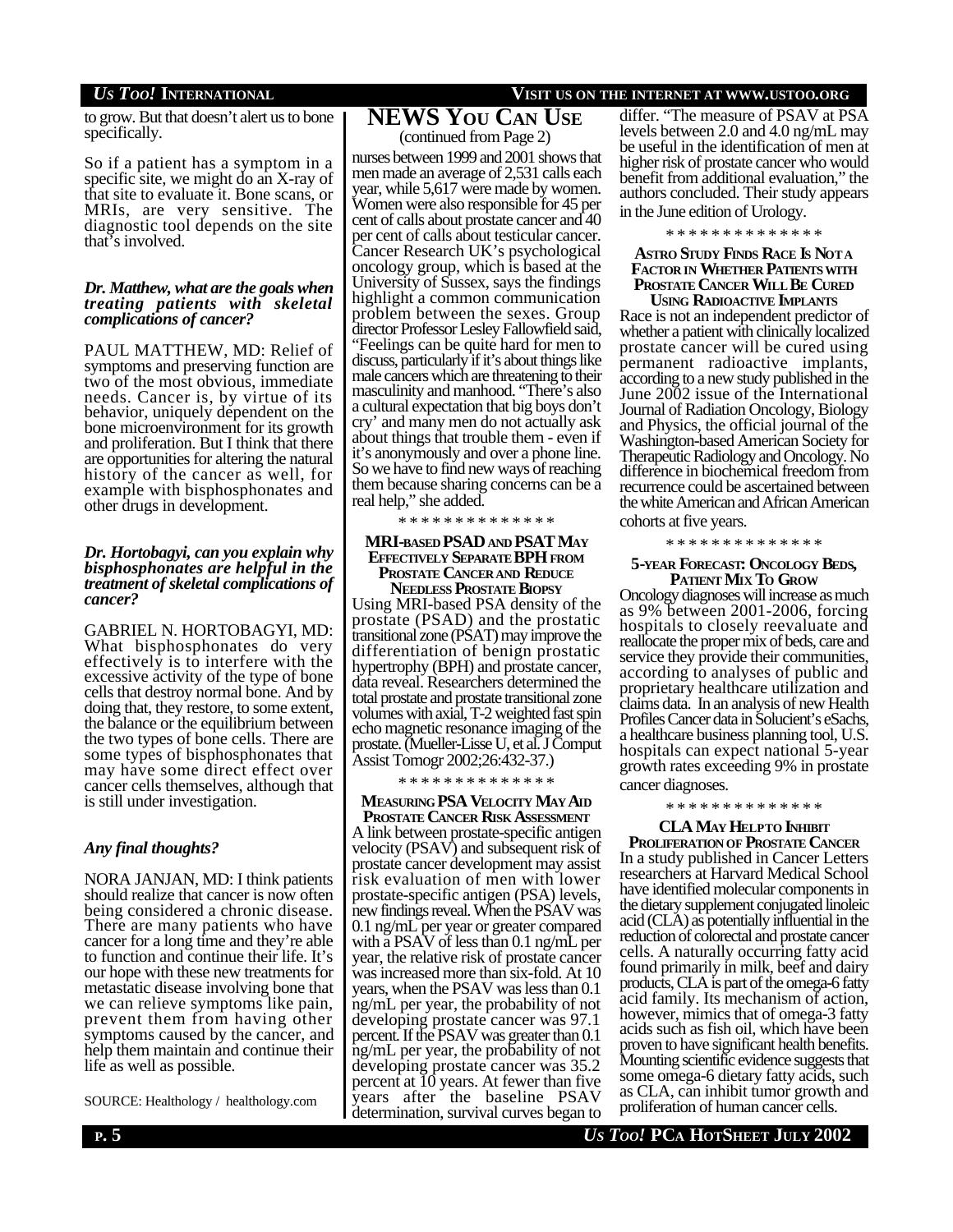to grow. But that doesn't alert us to bone specifically.

So if a patient has a symptom in a specific site, we might do an X-ray of that site to evaluate it. Bone scans, or MRIs, are very sensitive. The diagnostic tool depends on the site that's involved.

***Dr. Matthew, what are the goals when treating patients with skeletal complications of cancer?***

PAUL MATTHEW, MD: Relief of symptoms and preserving function are two of the most obvious, immediate needs. Cancer is, by virtue of its behavior, uniquely dependent on the bone microenvironment for its growth and proliferation. But I think that there are opportunities for altering the natural history of the cancer as well, for example with bisphosphonates and other drugs in development.

***Dr. Hortobagyi, can you explain why bisphosphonates are helpful in the treatment of skeletal complications of cancer?***

GABRIEL N. HORTOBAGYI, MD: What bisphosphonates do very effectively is to interfere with the excessive activity of the type of bone cells that destroy normal bone. And by doing that, they restore, to some extent, the balance or the equilibrium between the two types of bone cells. There are some types of bisphosphonates that may have some direct effect over cancer cells themselves, although that is still under investigation.

***Any final thoughts?***

NORA JANJAN, MD: I think patients should realize that cancer is now often being considered a chronic disease. There are many patients who have cancer for a long time and they're able to function and continue their life. It's our hope with these new treatments for metastatic disease involving bone that we can relieve symptoms like pain, prevent them from having other symptoms caused by the cancer, and help them maintain and continue their life as well as possible.

SOURCE: Healthology / healthology.com

## NEWS YOU CAN USE

(continued from Page 2)

nurses between 1999 and 2001 shows that men made an average of 2,531 calls each year, while 5,617 were made by women. Women were also responsible for 45 per cent of calls about prostate cancer and 40 per cent of calls about testicular cancer. Cancer Research UK's psychological oncology group, which is based at the University of Sussex, says the findings highlight a common communication problem between the sexes. Group director Professor Lesley Fallowfield said, "Feelings can be quite hard for men to discuss, particularly if it's about things like male cancers which are threatening to their masculinity and manhood. "There's also a cultural expectation that big boys don't cry' and many men do not actually ask about things that trouble them - even if it's anonymously and over a phone line. So we have to find new ways of reaching them because sharing concerns can be a real help," she added.

\* \* \* \* \* \* \* \* \* \* \* \* \* \*

### MRI-BASED PSAD AND PSAT MAY EFFECTIVELY SEPARATE BPH FROM PROSTATE CANCER AND REDUCE NEEDLESS PROSTATE BIOPSY

Using MRI-based PSA density of the prostate (PSAD) and the prostatic transitional zone (PSAT) may improve the differentiation of benign prostatic hypertrophy (BPH) and prostate cancer, data reveal. Researchers determined the total prostate and prostate transitional zone volumes with axial, T-2 weighted fast spin echo magnetic resonance imaging of the prostate. (Mueller-Lisse U, et al. J Comput Assist Tomogr 2002;26:432-37.)

\* \* \* \* \* \* \* \* \* \* \* \* \* \*

### MEASURING PSA VELOCITY MAY AID PROSTATE CANCER RISK ASSESSMENT

A link between prostate-specific antigen velocity (PSAV) and subsequent risk of prostate cancer development may assist risk evaluation of men with lower prostate-specific antigen (PSA) levels, new findings reveal. When the PSAV was 0.1 ng/mL per year or greater compared with a PSAV of less than 0.1 ng/mL per year, the relative risk of prostate cancer was increased more than six-fold. At 10 years, when the PSAV was less than 0.1 ng/mL per year, the probability of not developing prostate cancer was 97.1 percent. If the PSAV was greater than 0.1 ng/mL per year, the probability of not developing prostate cancer was 35.2 percent at 10 years. At fewer than five years after the baseline PSAV determination, survival curves began to differ. "The measure of PSAV at PSA levels between 2.0 and 4.0 ng/mL may be useful in the identification of men at higher risk of prostate cancer who would benefit from additional evaluation," the authors concluded. Their study appears in the June edition of Urology.

\* \* \* \* \* \* \* \* \* \* \* \* \* \*

### ASTRO STUDY FINDS RACE IS NOT A FACTOR IN WHETHER PATIENTS WITH PROSTATE CANCER WILL BE CURED USING RADIOACTIVE IMPLANTS

Race is not an independent predictor of whether a patient with clinically localized prostate cancer will be cured using permanent radioactive implants, according to a new study published in the June 2002 issue of the International Journal of Radiation Oncology, Biology and Physics, the official journal of the Washington-based American Society for Therapeutic Radiology and Oncology. No difference in biochemical freedom from recurrence could be ascertained between the white American and African American cohorts at five years.

\* \* \* \* \* \* \* \* \* \* \* \* \* \*

### 5-YEAR FORECAST: ONCOLOGY BEDS, PATIENT MIX TO GROW

Oncology diagnoses will increase as much as 9% between 2001-2006, forcing hospitals to closely reevaluate and reallocate the proper mix of beds, care and service they provide their communities, according to analyses of public and proprietary healthcare utilization and claims data. In an analysis of new Health Profiles Cancer data in Solucient's eSachs, a healthcare business planning tool, U.S. hospitals can expect national 5-year growth rates exceeding 9% in prostate cancer diagnoses.

\* \* \* \* \* \* \* \* \* \* \* \* \* \*

### CLA MAY HELP TO INHIBIT PROLIFERATION OF PROSTATE CANCER

In a study published in Cancer Letters researchers at Harvard Medical School have identified molecular components in the dietary supplement conjugated linoleic acid (CLA) as potentially influential in the reduction of colorectal and prostate cancer cells. A naturally occurring fatty acid found primarily in milk, beef and dairy products, CLA is part of the omega-6 fatty acid family. Its mechanism of action, however, mimics that of omega-3 fatty acids such as fish oil, which have been proven to have significant health benefits. Mounting scientific evidence suggests that some omega-6 dietary fatty acids, such as CLA, can inhibit tumor growth and proliferation of human cancer cells.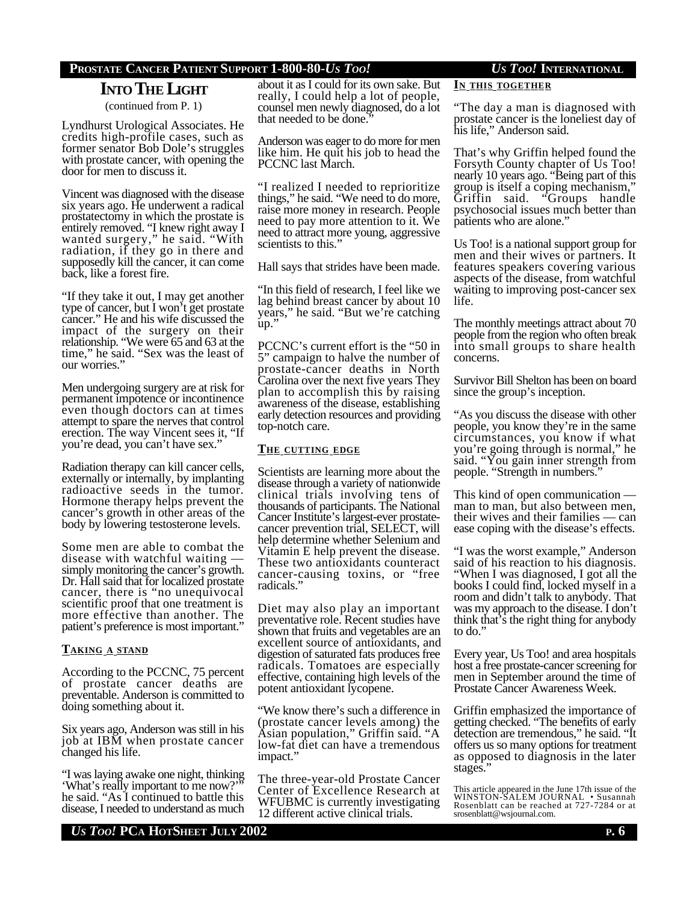## INTO THE LIGHT

(continued from P. 1)

Lyndhurst Urological Associates. He credits high-profile cases, such as former senator Bob Dole's struggles with prostate cancer, with opening the door for men to discuss it.

Vincent was diagnosed with the disease six years ago. He underwent a radical prostatectomy in which the prostate is entirely removed. "I knew right away I wanted surgery," he said. "With radiation, if they go in there and supposedly kill the cancer, it can come back, like a forest fire.

"If they take it out, I may get another type of cancer, but I won't get prostate cancer." He and his wife discussed the impact of the surgery on their relationship. "We were 65 and 63 at the time," he said. "Sex was the least of our worries."

Men undergoing surgery are at risk for permanent impotence or incontinence even though doctors can at times attempt to spare the nerves that control erection. The way Vincent sees it, "If you're dead, you can't have sex."

Radiation therapy can kill cancer cells, externally or internally, by implanting radioactive seeds in the tumor. Hormone therapy helps prevent the cancer's growth in other areas of the body by lowering testosterone levels.

Some men are able to combat the disease with watchful waiting — simply monitoring the cancer's growth. Dr. Hall said that for localized prostate cancer, there is "no unequivocal scientific proof that one treatment is more effective than another. The patient's preference is most important."

### TAKING A STAND

According to the PCCNC, 75 percent of prostate cancer deaths are preventable. Anderson is committed to doing something about it.

Six years ago, Anderson was still in his job at IBM when prostate cancer changed his life.

"I was laying awake one night, thinking 'What's really important to me now?'" he said. "As I continued to battle this disease, I needed to understand as much about it as I could for its own sake. But really, I could help a lot of people, counsel men newly diagnosed, do a lot that needed to be done."

Anderson was eager to do more for men like him. He quit his job to head the PCCNC last March.

"I realized I needed to reprioritize things," he said. "We need to do more, raise more money in research. People need to pay more attention to it. We need to attract more young, aggressive scientists to this."

Hall says that strides have been made.

"In this field of research, I feel like we lag behind breast cancer by about 10 years," he said. "But we're catching up."

PCCNC's current effort is the "50 in 5" campaign to halve the number of prostate-cancer deaths in North Carolina over the next five years They plan to accomplish this by raising awareness of the disease, establishing early detection resources and providing top-notch care.

### THE CUTTING EDGE

Scientists are learning more about the disease through a variety of nationwide clinical trials involving tens of thousands of participants. The National Cancer Institute's largest-ever prostate-cancer prevention trial, SELECT, will help determine whether Selenium and Vitamin E help prevent the disease. These two antioxidants counteract cancer-causing toxins, or "free radicals."

Diet may also play an important preventative role. Recent studies have shown that fruits and vegetables are an excellent source of antioxidants, and digestion of saturated fats produces free radicals. Tomatoes are especially effective, containing high levels of the potent antioxidant lycopene.

"We know there's such a difference in (prostate cancer levels among) the Asian population," Griffin said. "A low-fat diet can have a tremendous impact."

The three-year-old Prostate Cancer Center of Excellence Research at WFUBMC is currently investigating 12 different active clinical trials.

### IN THIS TOGETHER

"The day a man is diagnosed with prostate cancer is the loneliest day of his life," Anderson said.

That's why Griffin helped found the Forsyth County chapter of Us Too! nearly 10 years ago. "Being part of this group is itself a coping mechanism," Griffin said. "Groups handle psychosocial issues much better than patients who are alone."

Us Too! is a national support group for men and their wives or partners. It features speakers covering various aspects of the disease, from watchful waiting to improving post-cancer sex life.

The monthly meetings attract about 70 people from the region who often break into small groups to share health concerns.

Survivor Bill Shelton has been on board since the group's inception.

"As you discuss the disease with other people, you know they're in the same circumstances, you know if what you're going through is normal," he said. "You gain inner strength from people. "Strength in numbers."

This kind of open communication — man to man, but also between men, their wives and their families — can ease coping with the disease's effects.

"I was the worst example," Anderson said of his reaction to his diagnosis. "When I was diagnosed, I got all the books I could find, locked myself in a room and didn't talk to anybody. That was my approach to the disease. I don't think that's the right thing for anybody to do."

Every year, Us Too! and area hospitals host a free prostate-cancer screening for men in September around the time of Prostate Cancer Awareness Week.

Griffin emphasized the importance of getting checked. "The benefits of early detection are tremendous," he said. "It offers us so many options for treatment as opposed to diagnosis in the later stages."

This article appeared in the June 17th issue of the WINSTON-SALEM JOURNAL • Susannah Rosenblatt can be reached at 727-7284 or at srosenblatt@wsjournal.com.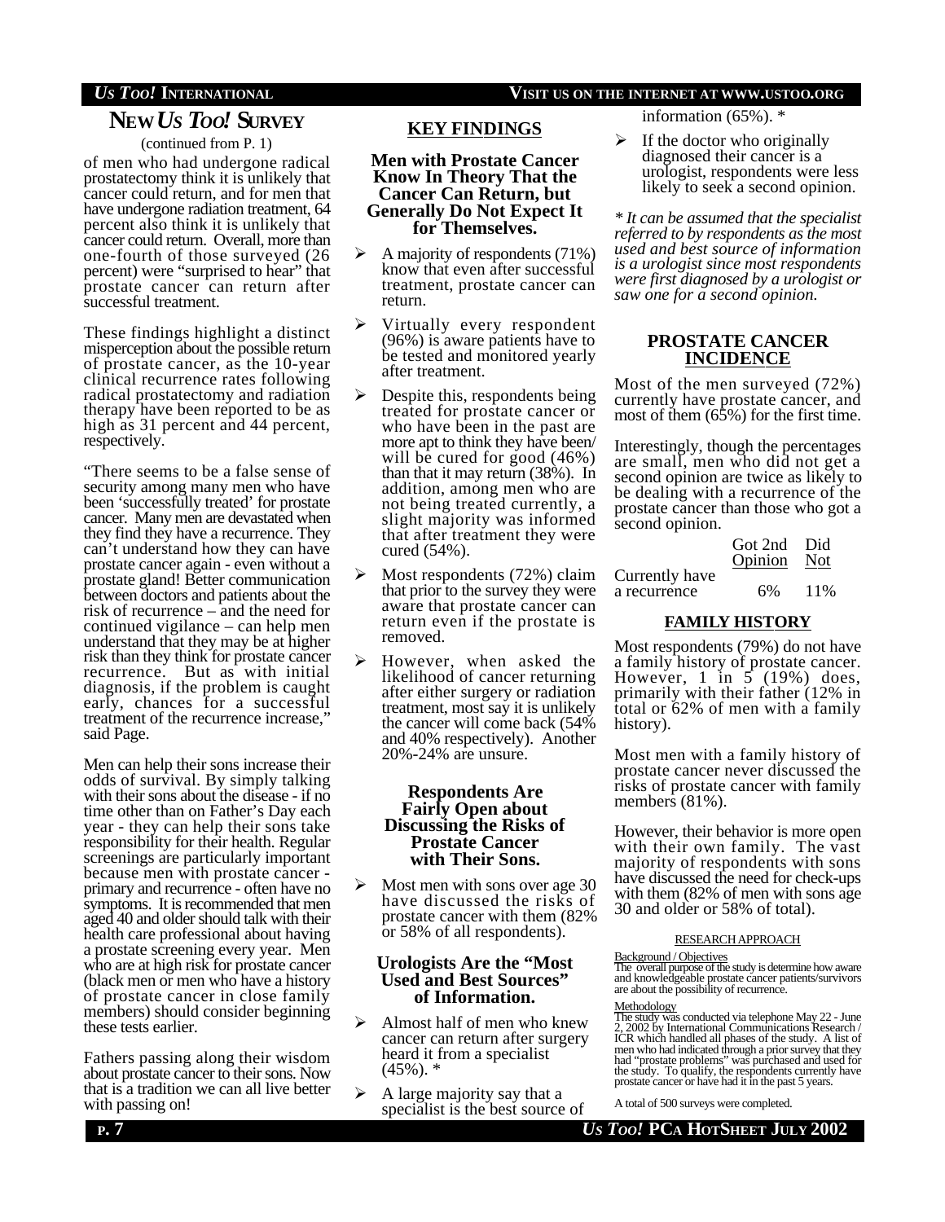## NEW *US TOO!* SURVEY

(continued from P. 1)

of men who had undergone radical prostatectomy think it is unlikely that cancer could return, and for men that have undergone radiation treatment, 64 percent also think it is unlikely that cancer could return. Overall, more than one-fourth of those surveyed (26 percent) were "surprised to hear" that prostate cancer can return after successful treatment.

These findings highlight a distinct misperception about the possible return of prostate cancer, as the 10-year clinical recurrence rates following radical prostatectomy and radiation therapy have been reported to be as high as 31 percent and 44 percent, respectively.

"There seems to be a false sense of security among many men who have been 'successfully treated' for prostate cancer. Many men are devastated when they find they have a recurrence. They can't understand how they can have prostate cancer again - even without a prostate gland! Better communication between doctors and patients about the risk of recurrence – and the need for continued vigilance – can help men understand that they may be at higher risk than they think for prostate cancer recurrence. But as with initial diagnosis, if the problem is caught early, chances for a successful treatment of the recurrence increase," said Page.

Men can help their sons increase their odds of survival. By simply talking with their sons about the disease - if no time other than on Father's Day each year - they can help their sons take responsibility for their health. Regular screenings are particularly important because men with prostate cancer - primary and recurrence - often have no symptoms. It is recommended that men aged 40 and older should talk with their health care professional about having a prostate screening every year. Men who are at high risk for prostate cancer (black men or men who have a history of prostate cancer in close family members) should consider beginning these tests earlier.

Fathers passing along their wisdom about prostate cancer to their sons. Now that is a tradition we can all live better with passing on!

### KEY FINDINGS

**Men with Prostate Cancer Know In Theory That the Cancer Can Return, but Generally Do Not Expect It for Themselves.**

- A majority of respondents (71%) know that even after successful treatment, prostate cancer can return.
- Virtually every respondent (96%) is aware patients have to be tested and monitored yearly after treatment.
- Despite this, respondents being treated for prostate cancer or who have been in the past are more apt to think they have been/ will be cured for good (46%) than that it may return (38%). In addition, among men who are not being treated currently, a slight majority was informed that after treatment they were cured (54%).
- Most respondents (72%) claim that prior to the survey they were aware that prostate cancer can return even if the prostate is removed.
- However, when asked the likelihood of cancer returning after either surgery or radiation treatment, most say it is unlikely the cancer will come back (54% and 40% respectively). Another 20%-24% are unsure.

**Respondents Are Fairly Open about Discussing the Risks of Prostate Cancer with Their Sons.**

- Most men with sons over age 30 have discussed the risks of prostate cancer with them (82% or 58% of all respondents).

**Urologists Are the "Most Used and Best Sources" of Information.**

- Almost half of men who knew cancer can return after surgery heard it from a specialist (45%). *
- A large majority say that a specialist is the best source of information (65%). *
- If the doctor who originally diagnosed their cancer is a urologist, respondents were less likely to seek a second opinion.

*\* It can be assumed that the specialist referred to by respondents as the most used and best source of information is a urologist since most respondents were first diagnosed by a urologist or saw one for a second opinion.*

### PROSTATE CANCER INCIDENCE

Most of the men surveyed (72%) currently have prostate cancer, and most of them (65%) for the first time.

Interestingly, though the percentages are small, men who did not get a second opinion are twice as likely to be dealing with a recurrence of the prostate cancer than those who got a second opinion.

| | Got 2nd Opinion | Did Not |
|---|---|---|
| Currently have a recurrence | 6% | 11% |

### FAMILY HISTORY

Most respondents (79%) do not have a family history of prostate cancer. However, 1 in 5 (19%) does, primarily with their father (12% in total or 62% of men with a family history).

Most men with a family history of prostate cancer never discussed the risks of prostate cancer with family members (81%).

However, their behavior is more open with their own family. The vast majority of respondents with sons have discussed the need for check-ups with them (82% of men with sons age 30 and older or 58% of total).

#### RESEARCH APPROACH

Background / Objectives

The overall purpose of the study is determine how aware and knowledgeable prostate cancer patients/survivors are about the possibility of recurrence.

Methodology

The study was conducted via telephone May 22 - June 2, 2002 by International Communications Research / ICR which handled all phases of the study. A list of men who had indicated through a prior survey that they had "prostate problems" was purchased and used for the study. To qualify, the respondents currently have prostate cancer or have had it in the past 5 years.

A total of 500 surveys were completed.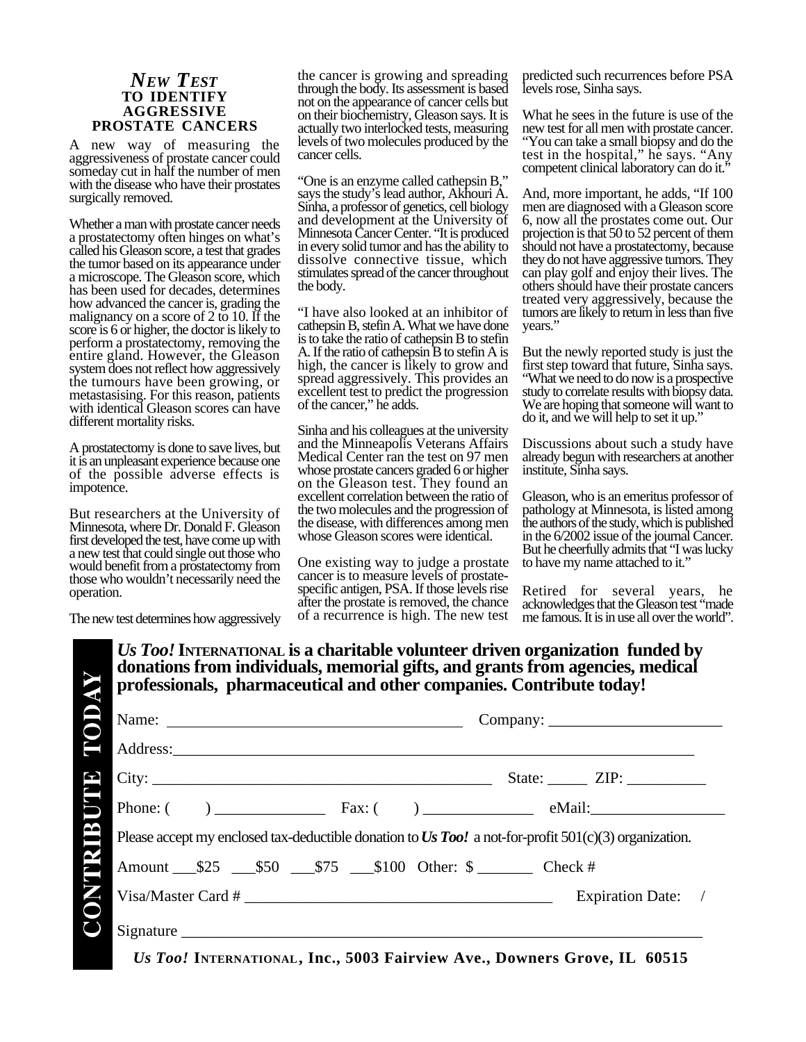## *New Test* to Identify Aggressive Prostate Cancers

A new way of measuring the aggressiveness of prostate cancer could someday cut in half the number of men with the disease who have their prostates surgically removed.

Whether a man with prostate cancer needs a prostatectomy often hinges on what's called his Gleason score, a test that grades the tumor based on its appearance under a microscope. The Gleason score, which has been used for decades, determines how advanced the cancer is, grading the malignancy on a score of 2 to 10. If the score is 6 or higher, the doctor is likely to perform a prostatectomy, removing the entire gland. However, the Gleason system does not reflect how aggressively the tumours have been growing, or metastasising. For this reason, patients with identical Gleason scores can have different mortality risks.

A prostatectomy is done to save lives, but it is an unpleasant experience because one of the possible adverse effects is impotence.

But researchers at the University of Minnesota, where Dr. Donald F. Gleason first developed the test, have come up with a new test that could single out those who would benefit from a prostatectomy from those who wouldn't necessarily need the operation.

The new test determines how aggressively the cancer is growing and spreading through the body. Its assessment is based not on the appearance of cancer cells but on their biochemistry, Gleason says. It is actually two interlocked tests, measuring levels of two molecules produced by the cancer cells.

"One is an enzyme called cathepsin B," says the study's lead author, Akhouri A. Sinha, a professor of genetics, cell biology and development at the University of Minnesota Cancer Center. "It is produced in every solid tumor and has the ability to dissolve connective tissue, which stimulates spread of the cancer throughout the body.

"I have also looked at an inhibitor of cathepsin B, stefin A. What we have done is to take the ratio of cathepsin B to stefin A. If the ratio of cathepsin B to stefin A is high, the cancer is likely to grow and spread aggressively. This provides an excellent test to predict the progression of the cancer," he adds.

Sinha and his colleagues at the university and the Minneapolis Veterans Affairs Medical Center ran the test on 97 men whose prostate cancers graded 6 or higher on the Gleason test. They found an excellent correlation between the ratio of the two molecules and the progression of the disease, with differences among men whose Gleason scores were identical.

One existing way to judge a prostate cancer is to measure levels of prostate-specific antigen, PSA. If those levels rise after the prostate is removed, the chance of a recurrence is high. The new test predicted such recurrences before PSA levels rose, Sinha says.

What he sees in the future is use of the new test for all men with prostate cancer. "You can take a small biopsy and do the test in the hospital," he says. "Any competent clinical laboratory can do it."

And, more important, he adds, "If 100 men are diagnosed with a Gleason score 6, now all the prostates come out. Our projection is that 50 to 52 percent of them should not have a prostatectomy, because they do not have aggressive tumors. They can play golf and enjoy their lives. The others should have their prostate cancers treated very aggressively, because the tumors are likely to return in less than five years."

But the newly reported study is just the first step toward that future, Sinha says. "What we need to do now is a prospective study to correlate results with biopsy data. We are hoping that someone will want to do it, and we will help to set it up."

Discussions about such a study have already begun with researchers at another institute, Sinha says.

Gleason, who is an emeritus professor of pathology at Minnesota, is listed among the authors of the study, which is published in the 6/2002 issue of the journal Cancer. But he cheerfully admits that "I was lucky to have my name attached to it."

Retired for several years, he acknowledges that the Gleason test "made me famous. It is in use all over the world".

---

**CONTRIBUTE TODAY**

***Us Too!* International is a charitable volunteer driven organization funded by donations from individuals, memorial gifts, and grants from agencies, medical professionals, pharmaceutical and other companies. Contribute today!**

Name: ___________________________________ Company: _____________________

Address:_________________________________________________________________

City: __________________________________________ State: _____ ZIP: __________

Phone: ( ) _____________ Fax: ( ) _____________ eMail:_________________

Please accept my enclosed tax-deductible donation to ***Us Too!*** a not-for-profit 501(c)(3) organization.

Amount ___$25 ___$50 ___$75 ___$100 Other: $ _______ Check #

Visa/Master Card # ______________________________________ Expiration Date: /

Signature _______________________________________________________________

***Us Too!* International, Inc., 5003 Fairview Ave., Downers Grove, IL 60515**